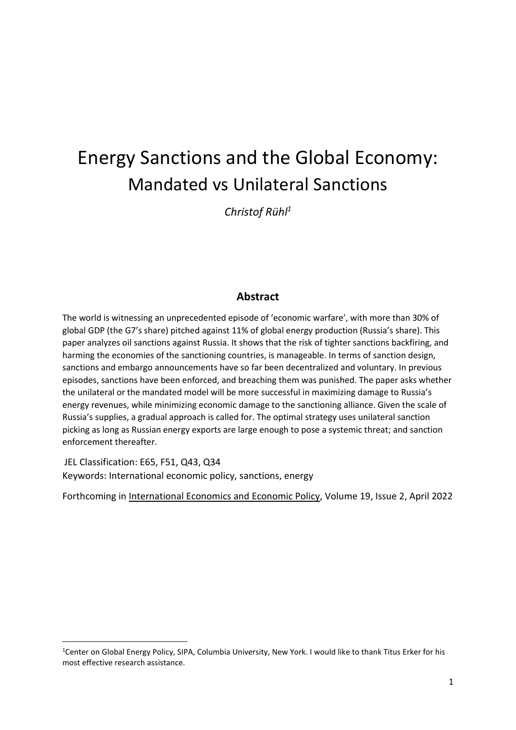# Energy Sanctions and the Global Economy: Mandated vs Unilateral Sanctions

*Christof Rühl*[1]

## Abstract

The world is witnessing an unprecedented episode of 'economic warfare', with more than 30% of global GDP (the G7's share) pitched against 11% of global energy production (Russia's share). This paper analyzes oil sanctions against Russia. It shows that the risk of tighter sanctions backfiring, and harming the economies of the sanctioning countries, is manageable. In terms of sanction design, sanctions and embargo announcements have so far been decentralized and voluntary. In previous episodes, sanctions have been enforced, and breaching them was punished. The paper asks whether the unilateral or the mandated model will be more successful in maximizing damage to Russia's energy revenues, while minimizing economic damage to the sanctioning alliance. Given the scale of Russia's supplies, a gradual approach is called for. The optimal strategy uses unilateral sanction picking as long as Russian energy exports are large enough to pose a systemic threat; and sanction enforcement thereafter.

JEL Classification: E65, F51, Q43, Q34

Keywords: International economic policy, sanctions, energy

Forthcoming in International Economics and Economic Policy, Volume 19, Issue 2, April 2022

---

[1] Center on Global Energy Policy, SIPA, Columbia University, New York. I would like to thank Titus Erker for his most effective research assistance.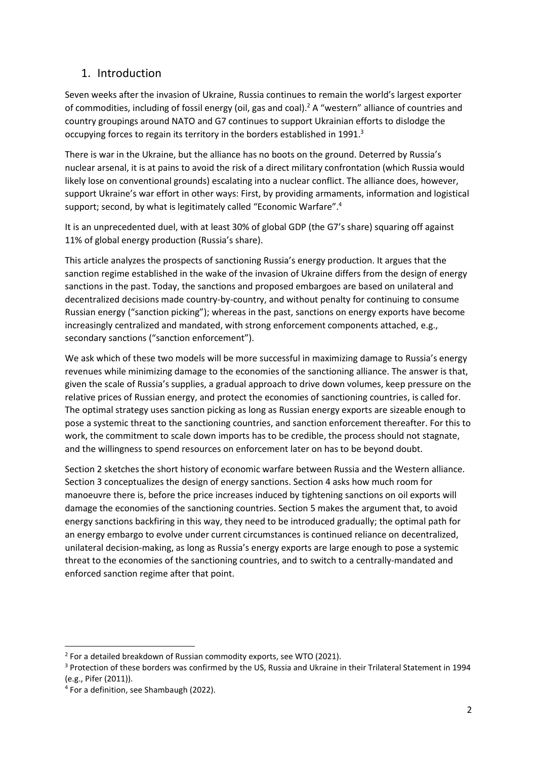## 1. Introduction

Seven weeks after the invasion of Ukraine, Russia continues to remain the world's largest exporter of commodities, including of fossil energy (oil, gas and coal).[2] A "western" alliance of countries and country groupings around NATO and G7 continues to support Ukrainian efforts to dislodge the occupying forces to regain its territory in the borders established in 1991.[3]

There is war in the Ukraine, but the alliance has no boots on the ground. Deterred by Russia's nuclear arsenal, it is at pains to avoid the risk of a direct military confrontation (which Russia would likely lose on conventional grounds) escalating into a nuclear conflict. The alliance does, however, support Ukraine's war effort in other ways: First, by providing armaments, information and logistical support; second, by what is legitimately called "Economic Warfare".[4]

It is an unprecedented duel, with at least 30% of global GDP (the G7's share) squaring off against 11% of global energy production (Russia's share).

This article analyzes the prospects of sanctioning Russia's energy production. It argues that the sanction regime established in the wake of the invasion of Ukraine differs from the design of energy sanctions in the past. Today, the sanctions and proposed embargoes are based on unilateral and decentralized decisions made country-by-country, and without penalty for continuing to consume Russian energy ("sanction picking"); whereas in the past, sanctions on energy exports have become increasingly centralized and mandated, with strong enforcement components attached, e.g., secondary sanctions ("sanction enforcement").

We ask which of these two models will be more successful in maximizing damage to Russia's energy revenues while minimizing damage to the economies of the sanctioning alliance. The answer is that, given the scale of Russia's supplies, a gradual approach to drive down volumes, keep pressure on the relative prices of Russian energy, and protect the economies of sanctioning countries, is called for. The optimal strategy uses sanction picking as long as Russian energy exports are sizeable enough to pose a systemic threat to the sanctioning countries, and sanction enforcement thereafter. For this to work, the commitment to scale down imports has to be credible, the process should not stagnate, and the willingness to spend resources on enforcement later on has to be beyond doubt.

Section 2 sketches the short history of economic warfare between Russia and the Western alliance. Section 3 conceptualizes the design of energy sanctions. Section 4 asks how much room for manoeuvre there is, before the price increases induced by tightening sanctions on oil exports will damage the economies of the sanctioning countries. Section 5 makes the argument that, to avoid energy sanctions backfiring in this way, they need to be introduced gradually; the optimal path for an energy embargo to evolve under current circumstances is continued reliance on decentralized, unilateral decision-making, as long as Russia's energy exports are large enough to pose a systemic threat to the economies of the sanctioning countries, and to switch to a centrally-mandated and enforced sanction regime after that point.

---

[2] For a detailed breakdown of Russian commodity exports, see WTO (2021).

[3] Protection of these borders was confirmed by the US, Russia and Ukraine in their Trilateral Statement in 1994 (e.g., Pifer (2011)).

[4] For a definition, see Shambaugh (2022).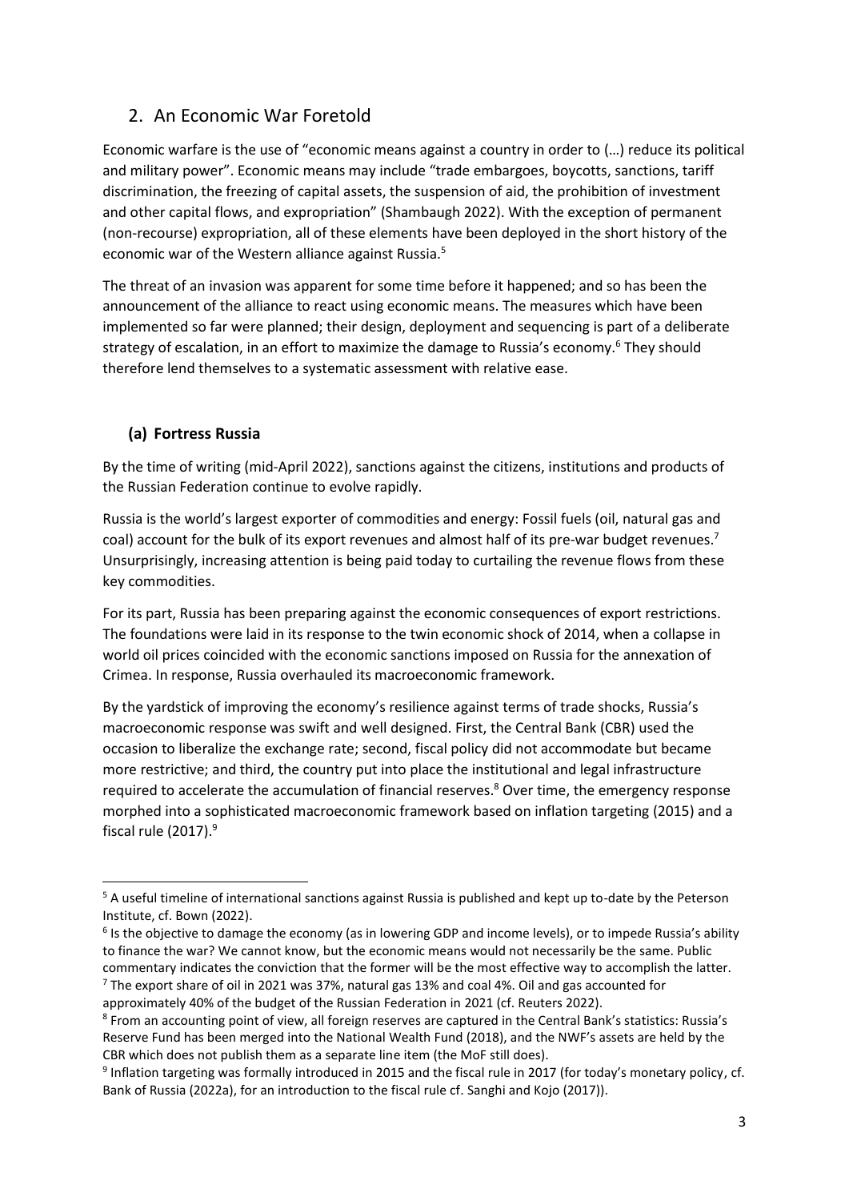## 2. An Economic War Foretold

Economic warfare is the use of "economic means against a country in order to (…) reduce its political and military power". Economic means may include "trade embargoes, boycotts, sanctions, tariff discrimination, the freezing of capital assets, the suspension of aid, the prohibition of investment and other capital flows, and expropriation" (Shambaugh 2022). With the exception of permanent (non-recourse) expropriation, all of these elements have been deployed in the short history of the economic war of the Western alliance against Russia.[5]

The threat of an invasion was apparent for some time before it happened; and so has been the announcement of the alliance to react using economic means. The measures which have been implemented so far were planned; their design, deployment and sequencing is part of a deliberate strategy of escalation, in an effort to maximize the damage to Russia's economy.[6] They should therefore lend themselves to a systematic assessment with relative ease.

### (a) Fortress Russia

By the time of writing (mid-April 2022), sanctions against the citizens, institutions and products of the Russian Federation continue to evolve rapidly.

Russia is the world's largest exporter of commodities and energy: Fossil fuels (oil, natural gas and coal) account for the bulk of its export revenues and almost half of its pre-war budget revenues.[7] Unsurprisingly, increasing attention is being paid today to curtailing the revenue flows from these key commodities.

For its part, Russia has been preparing against the economic consequences of export restrictions. The foundations were laid in its response to the twin economic shock of 2014, when a collapse in world oil prices coincided with the economic sanctions imposed on Russia for the annexation of Crimea. In response, Russia overhauled its macroeconomic framework.

By the yardstick of improving the economy's resilience against terms of trade shocks, Russia's macroeconomic response was swift and well designed. First, the Central Bank (CBR) used the occasion to liberalize the exchange rate; second, fiscal policy did not accommodate but became more restrictive; and third, the country put into place the institutional and legal infrastructure required to accelerate the accumulation of financial reserves.[8] Over time, the emergency response morphed into a sophisticated macroeconomic framework based on inflation targeting (2015) and a fiscal rule (2017).[9]

---

[5] A useful timeline of international sanctions against Russia is published and kept up to-date by the Peterson Institute, cf. Bown (2022).

[6] Is the objective to damage the economy (as in lowering GDP and income levels), or to impede Russia's ability to finance the war? We cannot know, but the economic means would not necessarily be the same. Public commentary indicates the conviction that the former will be the most effective way to accomplish the latter.

[7] The export share of oil in 2021 was 37%, natural gas 13% and coal 4%. Oil and gas accounted for approximately 40% of the budget of the Russian Federation in 2021 (cf. Reuters 2022).

[8] From an accounting point of view, all foreign reserves are captured in the Central Bank's statistics: Russia's Reserve Fund has been merged into the National Wealth Fund (2018), and the NWF's assets are held by the CBR which does not publish them as a separate line item (the MoF still does).

[9] Inflation targeting was formally introduced in 2015 and the fiscal rule in 2017 (for today's monetary policy, cf. Bank of Russia (2022a), for an introduction to the fiscal rule cf. Sanghi and Kojo (2017)).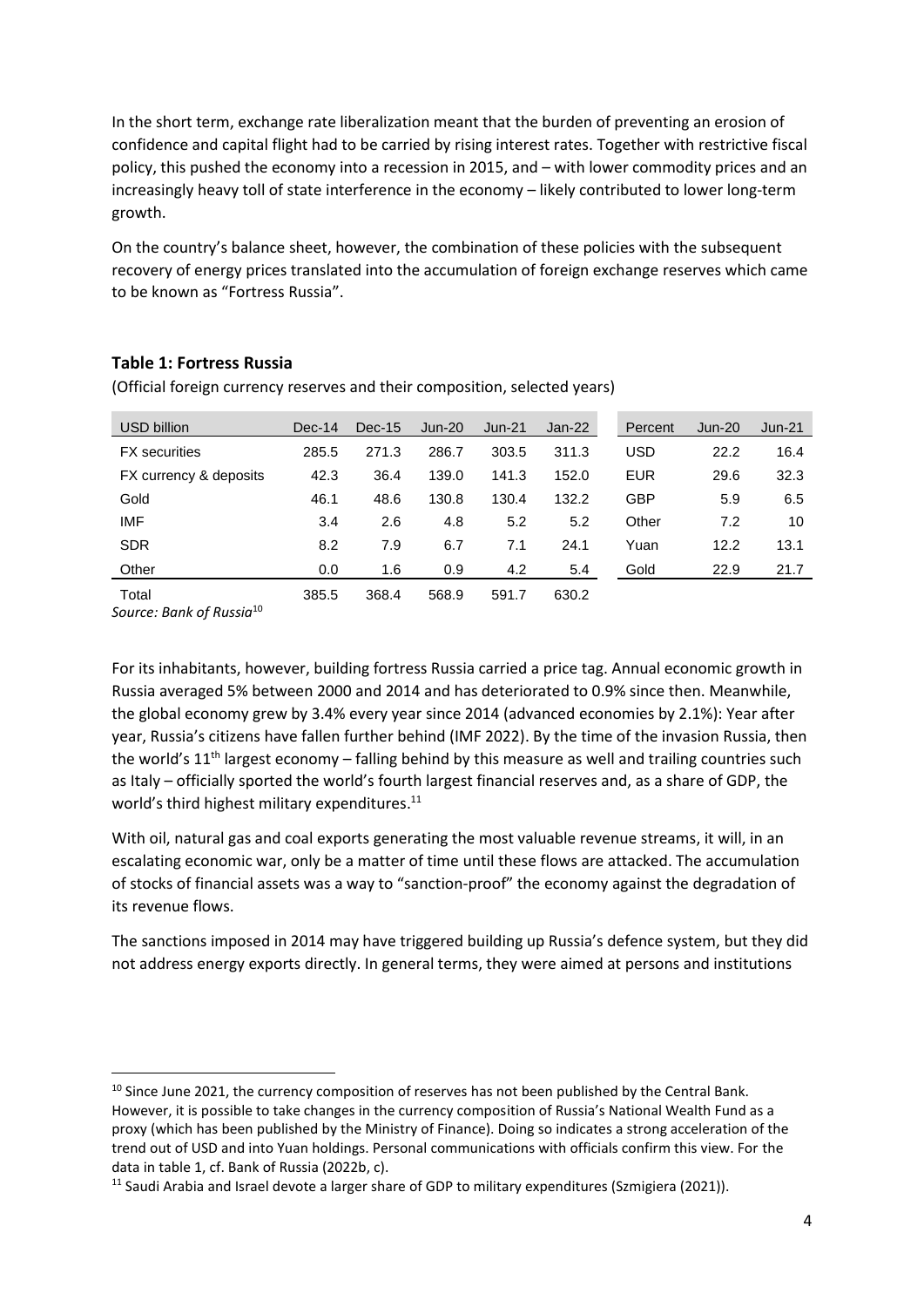In the short term, exchange rate liberalization meant that the burden of preventing an erosion of confidence and capital flight had to be carried by rising interest rates. Together with restrictive fiscal policy, this pushed the economy into a recession in 2015, and – with lower commodity prices and an increasingly heavy toll of state interference in the economy – likely contributed to lower long-term growth.

On the country's balance sheet, however, the combination of these policies with the subsequent recovery of energy prices translated into the accumulation of foreign exchange reserves which came to be known as "Fortress Russia".

**Table 1: Fortress Russia**

(Official foreign currency reserves and their composition, selected years)

| USD billion | Dec-14 | Dec-15 | Jun-20 | Jun-21 | Jan-22 | Percent | Jun-20 | Jun-21 |
|---|---|---|---|---|---|---|---|---|
| FX securities | 285.5 | 271.3 | 286.7 | 303.5 | 311.3 | USD | 22.2 | 16.4 |
| FX currency & deposits | 42.3 | 36.4 | 139.0 | 141.3 | 152.0 | EUR | 29.6 | 32.3 |
| Gold | 46.1 | 48.6 | 130.8 | 130.4 | 132.2 | GBP | 5.9 | 6.5 |
| IMF | 3.4 | 2.6 | 4.8 | 5.2 | 5.2 | Other | 7.2 | 10 |
| SDR | 8.2 | 7.9 | 6.7 | 7.1 | 24.1 | Yuan | 12.2 | 13.1 |
| Other | 0.0 | 1.6 | 0.9 | 4.2 | 5.4 | Gold | 22.9 | 21.7 |
| Total | 385.5 | 368.4 | 568.9 | 591.7 | 630.2 | | | |

*Source: Bank of Russia*[10]

For its inhabitants, however, building fortress Russia carried a price tag. Annual economic growth in Russia averaged 5% between 2000 and 2014 and has deteriorated to 0.9% since then. Meanwhile, the global economy grew by 3.4% every year since 2014 (advanced economies by 2.1%): Year after year, Russia's citizens have fallen further behind (IMF 2022). By the time of the invasion Russia, then the world's 11th largest economy – falling behind by this measure as well and trailing countries such as Italy – officially sported the world's fourth largest financial reserves and, as a share of GDP, the world's third highest military expenditures.[11]

With oil, natural gas and coal exports generating the most valuable revenue streams, it will, in an escalating economic war, only be a matter of time until these flows are attacked. The accumulation of stocks of financial assets was a way to "sanction-proof" the economy against the degradation of its revenue flows.

The sanctions imposed in 2014 may have triggered building up Russia's defence system, but they did not address energy exports directly. In general terms, they were aimed at persons and institutions

---

[10] Since June 2021, the currency composition of reserves has not been published by the Central Bank. However, it is possible to take changes in the currency composition of Russia's National Wealth Fund as a proxy (which has been published by the Ministry of Finance). Doing so indicates a strong acceleration of the trend out of USD and into Yuan holdings. Personal communications with officials confirm this view. For the data in table 1, cf. Bank of Russia (2022b, c).

[11] Saudi Arabia and Israel devote a larger share of GDP to military expenditures (Szmigiera (2021)).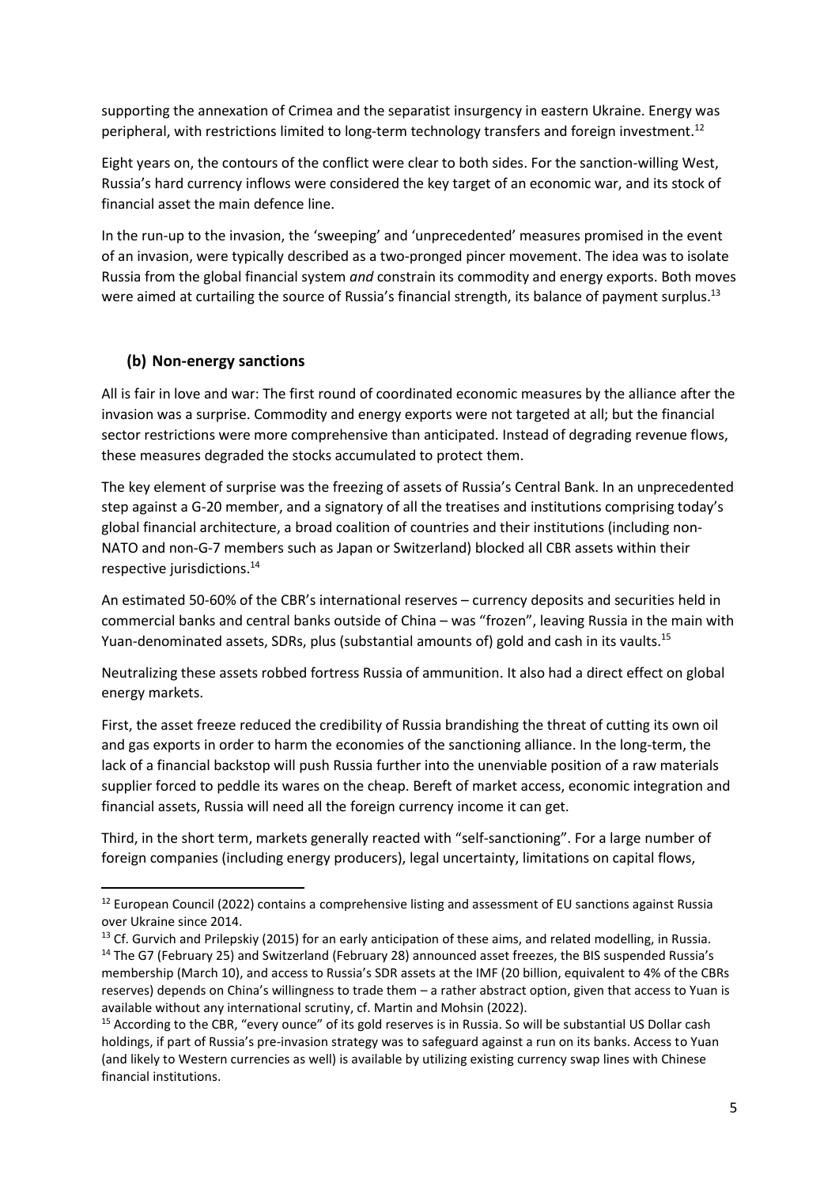supporting the annexation of Crimea and the separatist insurgency in eastern Ukraine. Energy was peripheral, with restrictions limited to long-term technology transfers and foreign investment.[12]

Eight years on, the contours of the conflict were clear to both sides. For the sanction-willing West, Russia's hard currency inflows were considered the key target of an economic war, and its stock of financial asset the main defence line.

In the run-up to the invasion, the 'sweeping' and 'unprecedented' measures promised in the event of an invasion, were typically described as a two-pronged pincer movement. The idea was to isolate Russia from the global financial system *and* constrain its commodity and energy exports. Both moves were aimed at curtailing the source of Russia's financial strength, its balance of payment surplus.[13]

## (b) Non-energy sanctions

All is fair in love and war: The first round of coordinated economic measures by the alliance after the invasion was a surprise. Commodity and energy exports were not targeted at all; but the financial sector restrictions were more comprehensive than anticipated. Instead of degrading revenue flows, these measures degraded the stocks accumulated to protect them.

The key element of surprise was the freezing of assets of Russia's Central Bank. In an unprecedented step against a G-20 member, and a signatory of all the treatises and institutions comprising today's global financial architecture, a broad coalition of countries and their institutions (including non-NATO and non-G-7 members such as Japan or Switzerland) blocked all CBR assets within their respective jurisdictions.[14]

An estimated 50-60% of the CBR's international reserves – currency deposits and securities held in commercial banks and central banks outside of China – was "frozen", leaving Russia in the main with Yuan-denominated assets, SDRs, plus (substantial amounts of) gold and cash in its vaults.[15]

Neutralizing these assets robbed fortress Russia of ammunition. It also had a direct effect on global energy markets.

First, the asset freeze reduced the credibility of Russia brandishing the threat of cutting its own oil and gas exports in order to harm the economies of the sanctioning alliance. In the long-term, the lack of a financial backstop will push Russia further into the unenviable position of a raw materials supplier forced to peddle its wares on the cheap. Bereft of market access, economic integration and financial assets, Russia will need all the foreign currency income it can get.

Third, in the short term, markets generally reacted with "self-sanctioning". For a large number of foreign companies (including energy producers), legal uncertainty, limitations on capital flows,

---

[12] European Council (2022) contains a comprehensive listing and assessment of EU sanctions against Russia over Ukraine since 2014.

[13] Cf. Gurvich and Prilepskiy (2015) for an early anticipation of these aims, and related modelling, in Russia.

[14] The G7 (February 25) and Switzerland (February 28) announced asset freezes, the BIS suspended Russia's membership (March 10), and access to Russia's SDR assets at the IMF (20 billion, equivalent to 4% of the CBRs reserves) depends on China's willingness to trade them – a rather abstract option, given that access to Yuan is available without any international scrutiny, cf. Martin and Mohsin (2022).

[15] According to the CBR, "every ounce" of its gold reserves is in Russia. So will be substantial US Dollar cash holdings, if part of Russia's pre-invasion strategy was to safeguard against a run on its banks. Access to Yuan (and likely to Western currencies as well) is available by utilizing existing currency swap lines with Chinese financial institutions.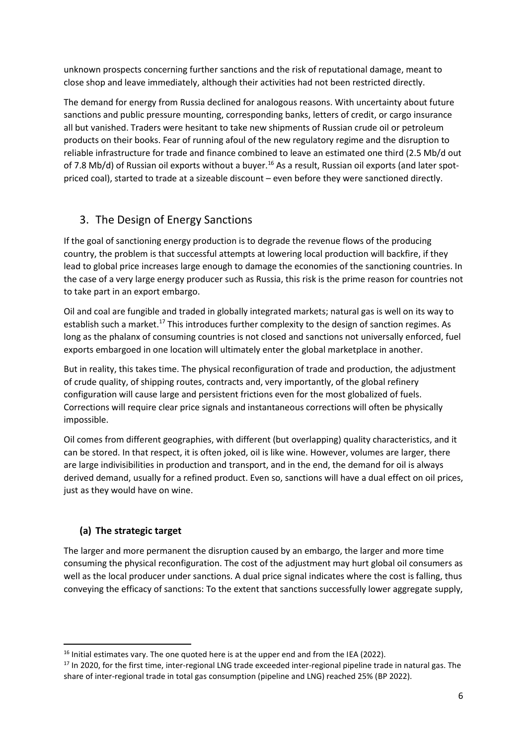unknown prospects concerning further sanctions and the risk of reputational damage, meant to close shop and leave immediately, although their activities had not been restricted directly.

The demand for energy from Russia declined for analogous reasons. With uncertainty about future sanctions and public pressure mounting, corresponding banks, letters of credit, or cargo insurance all but vanished. Traders were hesitant to take new shipments of Russian crude oil or petroleum products on their books. Fear of running afoul of the new regulatory regime and the disruption to reliable infrastructure for trade and finance combined to leave an estimated one third (2.5 Mb/d out of 7.8 Mb/d) of Russian oil exports without a buyer.[16] As a result, Russian oil exports (and later spot-priced coal), started to trade at a sizeable discount – even before they were sanctioned directly.

## 3. The Design of Energy Sanctions

If the goal of sanctioning energy production is to degrade the revenue flows of the producing country, the problem is that successful attempts at lowering local production will backfire, if they lead to global price increases large enough to damage the economies of the sanctioning countries. In the case of a very large energy producer such as Russia, this risk is the prime reason for countries not to take part in an export embargo.

Oil and coal are fungible and traded in globally integrated markets; natural gas is well on its way to establish such a market.[17] This introduces further complexity to the design of sanction regimes. As long as the phalanx of consuming countries is not closed and sanctions not universally enforced, fuel exports embargoed in one location will ultimately enter the global marketplace in another.

But in reality, this takes time. The physical reconfiguration of trade and production, the adjustment of crude quality, of shipping routes, contracts and, very importantly, of the global refinery configuration will cause large and persistent frictions even for the most globalized of fuels. Corrections will require clear price signals and instantaneous corrections will often be physically impossible.

Oil comes from different geographies, with different (but overlapping) quality characteristics, and it can be stored. In that respect, it is often joked, oil is like wine. However, volumes are larger, there are large indivisibilities in production and transport, and in the end, the demand for oil is always derived demand, usually for a refined product. Even so, sanctions will have a dual effect on oil prices, just as they would have on wine.

### (a) The strategic target

The larger and more permanent the disruption caused by an embargo, the larger and more time consuming the physical reconfiguration. The cost of the adjustment may hurt global oil consumers as well as the local producer under sanctions. A dual price signal indicates where the cost is falling, thus conveying the efficacy of sanctions: To the extent that sanctions successfully lower aggregate supply,

[16] Initial estimates vary. The one quoted here is at the upper end and from the IEA (2022).

[17] In 2020, for the first time, inter-regional LNG trade exceeded inter-regional pipeline trade in natural gas. The share of inter-regional trade in total gas consumption (pipeline and LNG) reached 25% (BP 2022).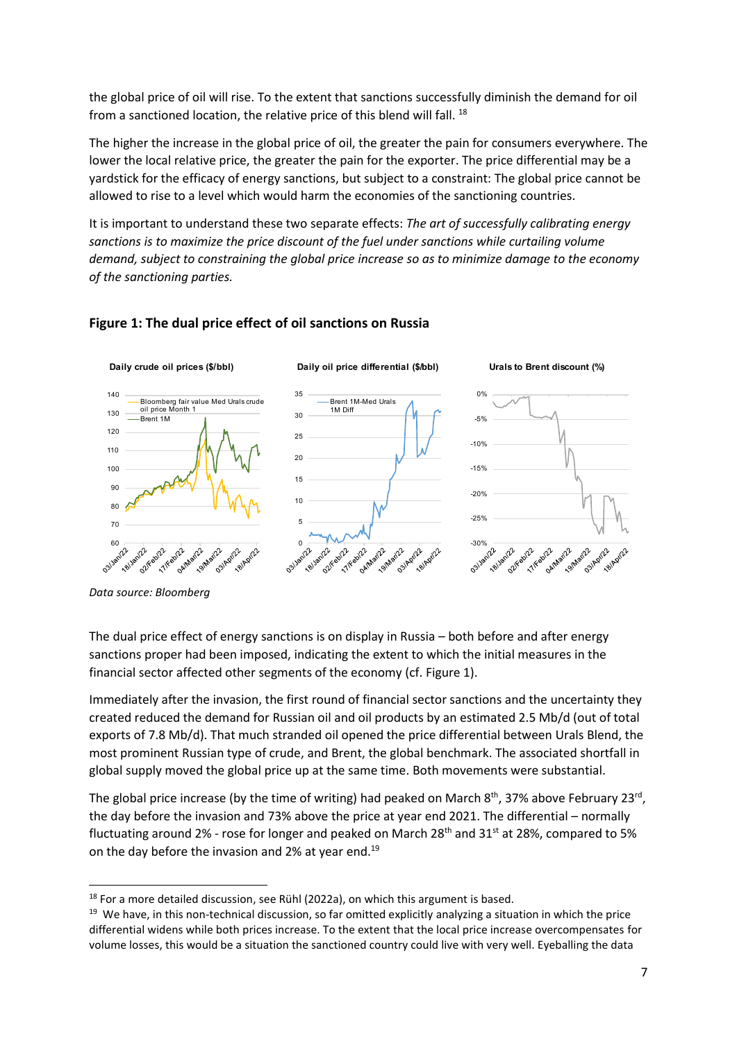the global price of oil will rise. To the extent that sanctions successfully diminish the demand for oil from a sanctioned location, the relative price of this blend will fall. [18]

The higher the increase in the global price of oil, the greater the pain for consumers everywhere. The lower the local relative price, the greater the pain for the exporter. The price differential may be a yardstick for the efficacy of energy sanctions, but subject to a constraint: The global price cannot be allowed to rise to a level which would harm the economies of the sanctioning countries.

It is important to understand these two separate effects: *The art of successfully calibrating energy sanctions is to maximize the price discount of the fuel under sanctions while curtailing volume demand, subject to constraining the global price increase so as to minimize damage to the economy of the sanctioning parties.*

**Figure 1: The dual price effect of oil sanctions on Russia**

*Data source: Bloomberg*

The dual price effect of energy sanctions is on display in Russia – both before and after energy sanctions proper had been imposed, indicating the extent to which the initial measures in the financial sector affected other segments of the economy (cf. Figure 1).

Immediately after the invasion, the first round of financial sector sanctions and the uncertainty they created reduced the demand for Russian oil and oil products by an estimated 2.5 Mb/d (out of total exports of 7.8 Mb/d). That much stranded oil opened the price differential between Urals Blend, the most prominent Russian type of crude, and Brent, the global benchmark. The associated shortfall in global supply moved the global price up at the same time. Both movements were substantial.

The global price increase (by the time of writing) had peaked on March 8th, 37% above February 23rd, the day before the invasion and 73% above the price at year end 2021. The differential – normally fluctuating around 2% - rose for longer and peaked on March 28th and 31st at 28%, compared to 5% on the day before the invasion and 2% at year end.[19]

---

[18] For a more detailed discussion, see Rühl (2022a), on which this argument is based.

[19] We have, in this non-technical discussion, so far omitted explicitly analyzing a situation in which the price differential widens while both prices increase. To the extent that the local price increase overcompensates for volume losses, this would be a situation the sanctioned country could live with very well. Eyeballing the data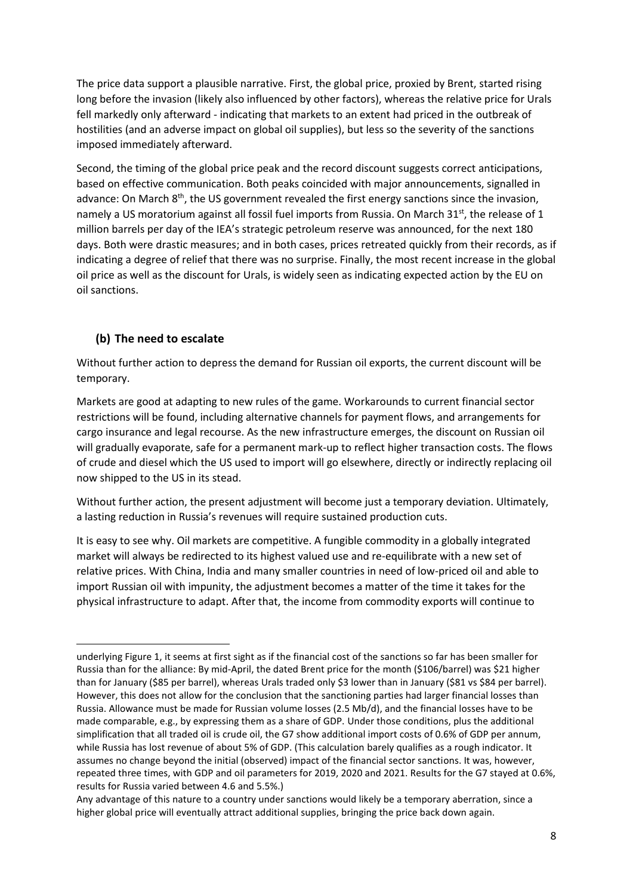The price data support a plausible narrative. First, the global price, proxied by Brent, started rising long before the invasion (likely also influenced by other factors), whereas the relative price for Urals fell markedly only afterward - indicating that markets to an extent had priced in the outbreak of hostilities (and an adverse impact on global oil supplies), but less so the severity of the sanctions imposed immediately afterward.

Second, the timing of the global price peak and the record discount suggests correct anticipations, based on effective communication. Both peaks coincided with major announcements, signalled in advance: On March 8th, the US government revealed the first energy sanctions since the invasion, namely a US moratorium against all fossil fuel imports from Russia. On March 31st, the release of 1 million barrels per day of the IEA's strategic petroleum reserve was announced, for the next 180 days. Both were drastic measures; and in both cases, prices retreated quickly from their records, as if indicating a degree of relief that there was no surprise. Finally, the most recent increase in the global oil price as well as the discount for Urals, is widely seen as indicating expected action by the EU on oil sanctions.

## (b) The need to escalate

Without further action to depress the demand for Russian oil exports, the current discount will be temporary.

Markets are good at adapting to new rules of the game. Workarounds to current financial sector restrictions will be found, including alternative channels for payment flows, and arrangements for cargo insurance and legal recourse. As the new infrastructure emerges, the discount on Russian oil will gradually evaporate, safe for a permanent mark-up to reflect higher transaction costs. The flows of crude and diesel which the US used to import will go elsewhere, directly or indirectly replacing oil now shipped to the US in its stead.

Without further action, the present adjustment will become just a temporary deviation. Ultimately, a lasting reduction in Russia's revenues will require sustained production cuts.

It is easy to see why. Oil markets are competitive. A fungible commodity in a globally integrated market will always be redirected to its highest valued use and re-equilibrate with a new set of relative prices. With China, India and many smaller countries in need of low-priced oil and able to import Russian oil with impunity, the adjustment becomes a matter of the time it takes for the physical infrastructure to adapt. After that, the income from commodity exports will continue to

---

underlying Figure 1, it seems at first sight as if the financial cost of the sanctions so far has been smaller for Russia than for the alliance: By mid-April, the dated Brent price for the month ($106/barrel) was $21 higher than for January ($85 per barrel), whereas Urals traded only $3 lower than in January ($81 vs $84 per barrel). However, this does not allow for the conclusion that the sanctioning parties had larger financial losses than Russia. Allowance must be made for Russian volume losses (2.5 Mb/d), and the financial losses have to be made comparable, e.g., by expressing them as a share of GDP. Under those conditions, plus the additional simplification that all traded oil is crude oil, the G7 show additional import costs of 0.6% of GDP per annum, while Russia has lost revenue of about 5% of GDP. (This calculation barely qualifies as a rough indicator. It assumes no change beyond the initial (observed) impact of the financial sector sanctions. It was, however, repeated three times, with GDP and oil parameters for 2019, 2020 and 2021. Results for the G7 stayed at 0.6%, results for Russia varied between 4.6 and 5.5%.)

Any advantage of this nature to a country under sanctions would likely be a temporary aberration, since a higher global price will eventually attract additional supplies, bringing the price back down again.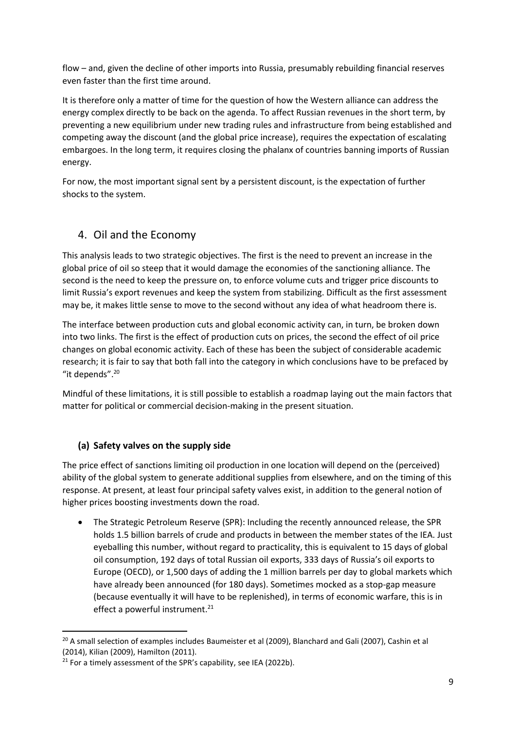flow – and, given the decline of other imports into Russia, presumably rebuilding financial reserves even faster than the first time around.

It is therefore only a matter of time for the question of how the Western alliance can address the energy complex directly to be back on the agenda. To affect Russian revenues in the short term, by preventing a new equilibrium under new trading rules and infrastructure from being established and competing away the discount (and the global price increase), requires the expectation of escalating embargoes. In the long term, it requires closing the phalanx of countries banning imports of Russian energy.

For now, the most important signal sent by a persistent discount, is the expectation of further shocks to the system.

## 4. Oil and the Economy

This analysis leads to two strategic objectives. The first is the need to prevent an increase in the global price of oil so steep that it would damage the economies of the sanctioning alliance. The second is the need to keep the pressure on, to enforce volume cuts and trigger price discounts to limit Russia's export revenues and keep the system from stabilizing. Difficult as the first assessment may be, it makes little sense to move to the second without any idea of what headroom there is.

The interface between production cuts and global economic activity can, in turn, be broken down into two links. The first is the effect of production cuts on prices, the second the effect of oil price changes on global economic activity. Each of these has been the subject of considerable academic research; it is fair to say that both fall into the category in which conclusions have to be prefaced by "it depends".[20]

Mindful of these limitations, it is still possible to establish a roadmap laying out the main factors that matter for political or commercial decision-making in the present situation.

### (a) Safety valves on the supply side

The price effect of sanctions limiting oil production in one location will depend on the (perceived) ability of the global system to generate additional supplies from elsewhere, and on the timing of this response. At present, at least four principal safety valves exist, in addition to the general notion of higher prices boosting investments down the road.

- The Strategic Petroleum Reserve (SPR): Including the recently announced release, the SPR holds 1.5 billion barrels of crude and products in between the member states of the IEA. Just eyeballing this number, without regard to practicality, this is equivalent to 15 days of global oil consumption, 192 days of total Russian oil exports, 333 days of Russia's oil exports to Europe (OECD), or 1,500 days of adding the 1 million barrels per day to global markets which have already been announced (for 180 days). Sometimes mocked as a stop-gap measure (because eventually it will have to be replenished), in terms of economic warfare, this is in effect a powerful instrument.[21]

---

[20] A small selection of examples includes Baumeister et al (2009), Blanchard and Gali (2007), Cashin et al (2014), Kilian (2009), Hamilton (2011).

[21] For a timely assessment of the SPR's capability, see IEA (2022b).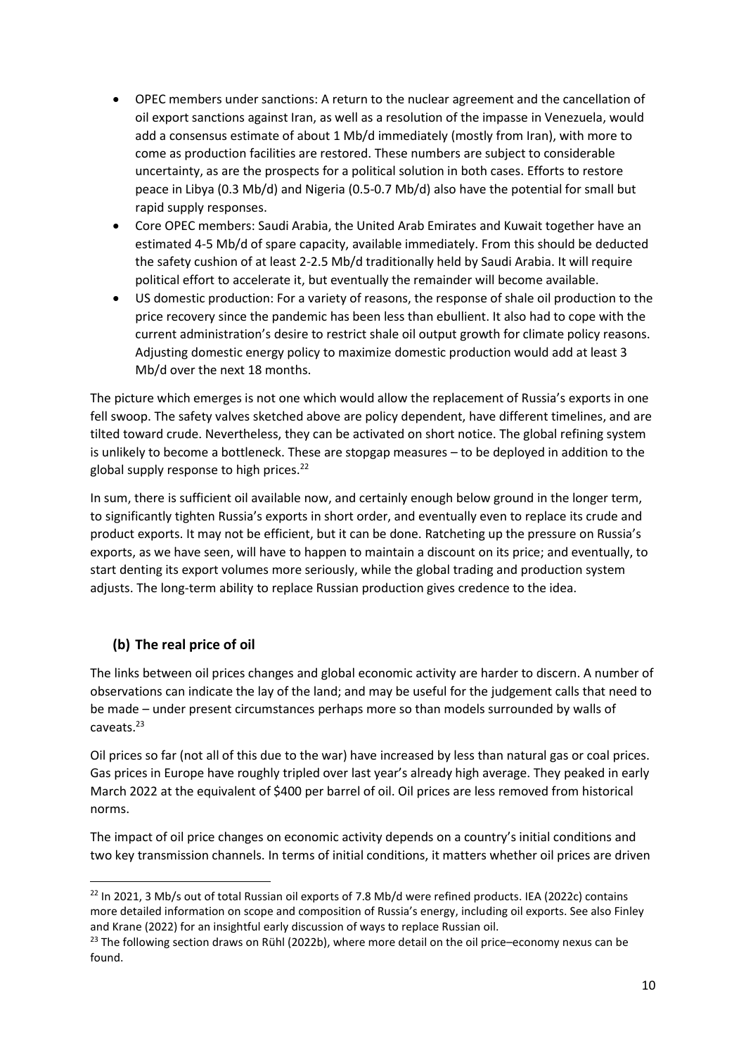- OPEC members under sanctions: A return to the nuclear agreement and the cancellation of oil export sanctions against Iran, as well as a resolution of the impasse in Venezuela, would add a consensus estimate of about 1 Mb/d immediately (mostly from Iran), with more to come as production facilities are restored. These numbers are subject to considerable uncertainty, as are the prospects for a political solution in both cases. Efforts to restore peace in Libya (0.3 Mb/d) and Nigeria (0.5-0.7 Mb/d) also have the potential for small but rapid supply responses.
- Core OPEC members: Saudi Arabia, the United Arab Emirates and Kuwait together have an estimated 4-5 Mb/d of spare capacity, available immediately. From this should be deducted the safety cushion of at least 2-2.5 Mb/d traditionally held by Saudi Arabia. It will require political effort to accelerate it, but eventually the remainder will become available.
- US domestic production: For a variety of reasons, the response of shale oil production to the price recovery since the pandemic has been less than ebullient. It also had to cope with the current administration's desire to restrict shale oil output growth for climate policy reasons. Adjusting domestic energy policy to maximize domestic production would add at least 3 Mb/d over the next 18 months.

The picture which emerges is not one which would allow the replacement of Russia's exports in one fell swoop. The safety valves sketched above are policy dependent, have different timelines, and are tilted toward crude. Nevertheless, they can be activated on short notice. The global refining system is unlikely to become a bottleneck. These are stopgap measures – to be deployed in addition to the global supply response to high prices.[22]

In sum, there is sufficient oil available now, and certainly enough below ground in the longer term, to significantly tighten Russia's exports in short order, and eventually even to replace its crude and product exports. It may not be efficient, but it can be done. Ratcheting up the pressure on Russia's exports, as we have seen, will have to happen to maintain a discount on its price; and eventually, to start denting its export volumes more seriously, while the global trading and production system adjusts. The long-term ability to replace Russian production gives credence to the idea.

## (b) The real price of oil

The links between oil prices changes and global economic activity are harder to discern. A number of observations can indicate the lay of the land; and may be useful for the judgement calls that need to be made – under present circumstances perhaps more so than models surrounded by walls of caveats.[23]

Oil prices so far (not all of this due to the war) have increased by less than natural gas or coal prices. Gas prices in Europe have roughly tripled over last year's already high average. They peaked in early March 2022 at the equivalent of $400 per barrel of oil. Oil prices are less removed from historical norms.

The impact of oil price changes on economic activity depends on a country's initial conditions and two key transmission channels. In terms of initial conditions, it matters whether oil prices are driven

---

[22] In 2021, 3 Mb/s out of total Russian oil exports of 7.8 Mb/d were refined products. IEA (2022c) contains more detailed information on scope and composition of Russia's energy, including oil exports. See also Finley and Krane (2022) for an insightful early discussion of ways to replace Russian oil.

[23] The following section draws on Rühl (2022b), where more detail on the oil price–economy nexus can be found.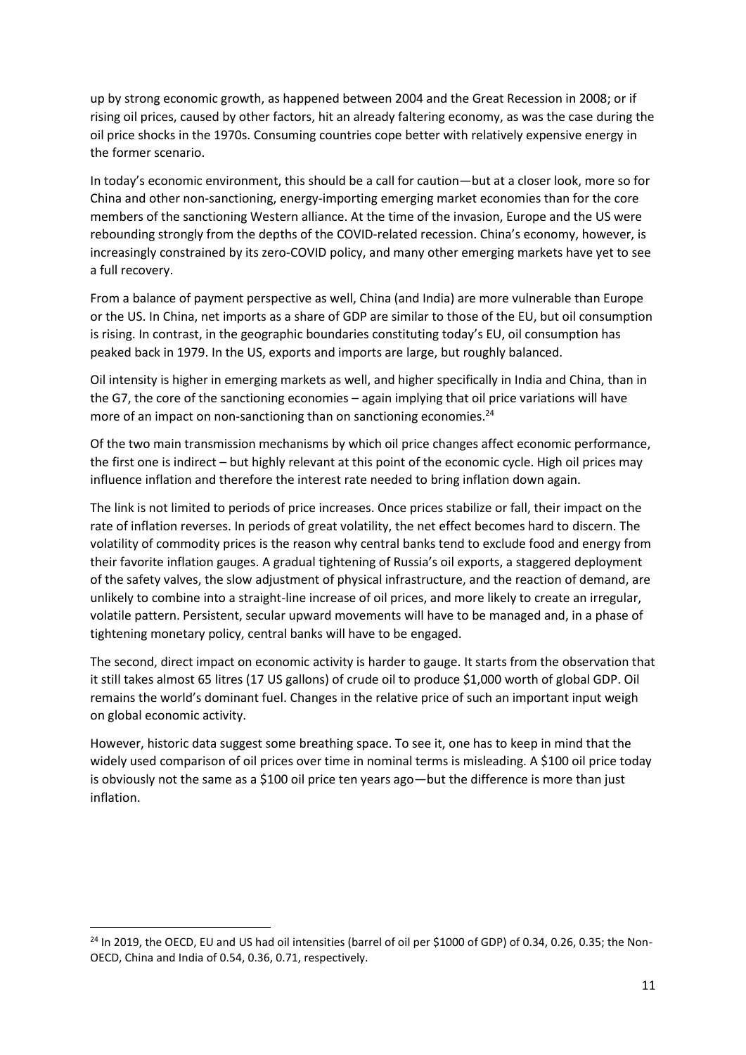up by strong economic growth, as happened between 2004 and the Great Recession in 2008; or if rising oil prices, caused by other factors, hit an already faltering economy, as was the case during the oil price shocks in the 1970s. Consuming countries cope better with relatively expensive energy in the former scenario.

In today's economic environment, this should be a call for caution—but at a closer look, more so for China and other non-sanctioning, energy-importing emerging market economies than for the core members of the sanctioning Western alliance. At the time of the invasion, Europe and the US were rebounding strongly from the depths of the COVID-related recession. China's economy, however, is increasingly constrained by its zero-COVID policy, and many other emerging markets have yet to see a full recovery.

From a balance of payment perspective as well, China (and India) are more vulnerable than Europe or the US. In China, net imports as a share of GDP are similar to those of the EU, but oil consumption is rising. In contrast, in the geographic boundaries constituting today's EU, oil consumption has peaked back in 1979. In the US, exports and imports are large, but roughly balanced.

Oil intensity is higher in emerging markets as well, and higher specifically in India and China, than in the G7, the core of the sanctioning economies – again implying that oil price variations will have more of an impact on non-sanctioning than on sanctioning economies.[24]

Of the two main transmission mechanisms by which oil price changes affect economic performance, the first one is indirect – but highly relevant at this point of the economic cycle. High oil prices may influence inflation and therefore the interest rate needed to bring inflation down again.

The link is not limited to periods of price increases. Once prices stabilize or fall, their impact on the rate of inflation reverses. In periods of great volatility, the net effect becomes hard to discern. The volatility of commodity prices is the reason why central banks tend to exclude food and energy from their favorite inflation gauges. A gradual tightening of Russia's oil exports, a staggered deployment of the safety valves, the slow adjustment of physical infrastructure, and the reaction of demand, are unlikely to combine into a straight-line increase of oil prices, and more likely to create an irregular, volatile pattern. Persistent, secular upward movements will have to be managed and, in a phase of tightening monetary policy, central banks will have to be engaged.

The second, direct impact on economic activity is harder to gauge. It starts from the observation that it still takes almost 65 litres (17 US gallons) of crude oil to produce $1,000 worth of global GDP. Oil remains the world's dominant fuel. Changes in the relative price of such an important input weigh on global economic activity.

However, historic data suggest some breathing space. To see it, one has to keep in mind that the widely used comparison of oil prices over time in nominal terms is misleading. A $100 oil price today is obviously not the same as a $100 oil price ten years ago—but the difference is more than just inflation.

---

[24] In 2019, the OECD, EU and US had oil intensities (barrel of oil per $1000 of GDP) of 0.34, 0.26, 0.35; the Non-OECD, China and India of 0.54, 0.36, 0.71, respectively.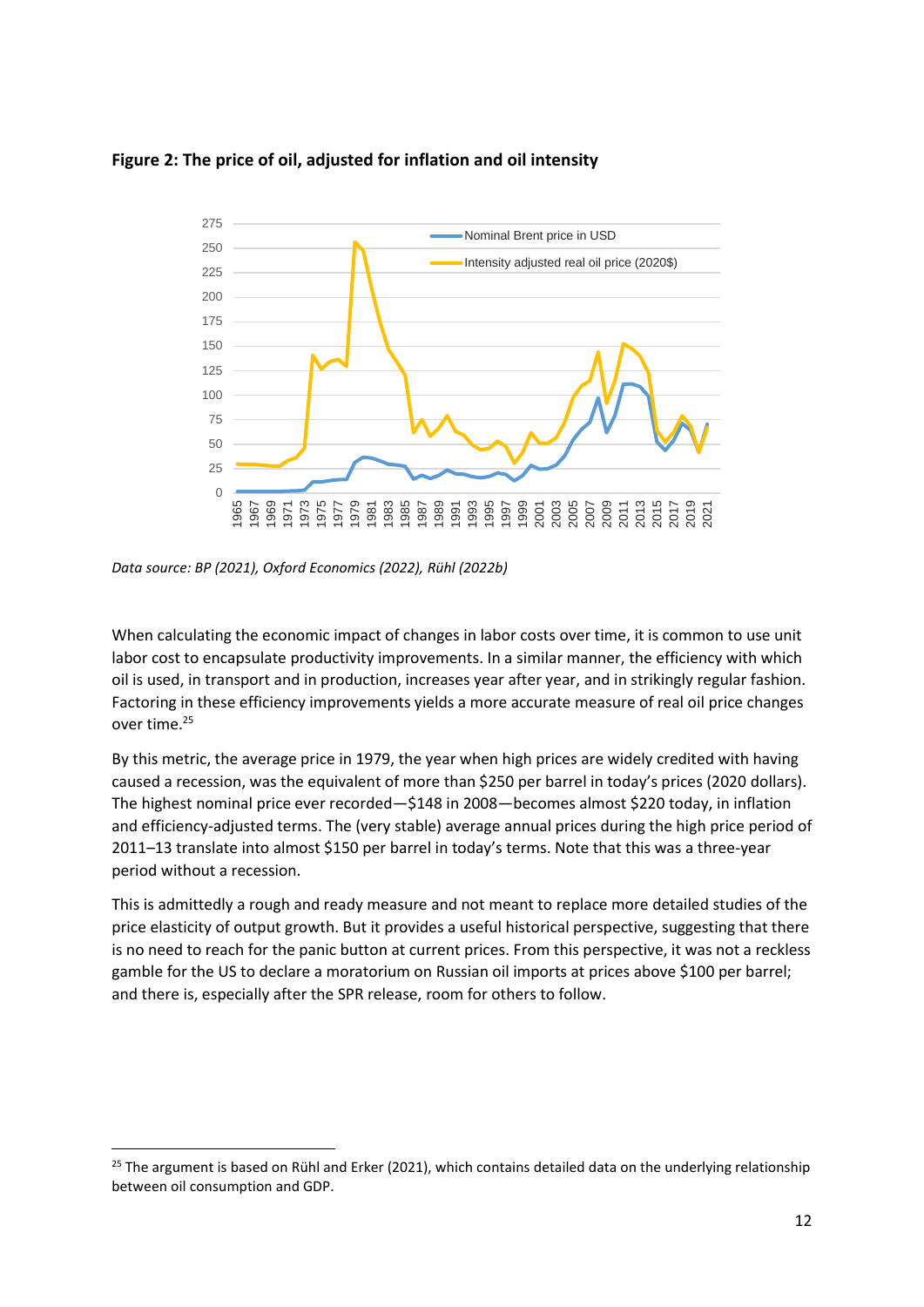**Figure 2: The price of oil, adjusted for inflation and oil intensity**

*Data source: BP (2021), Oxford Economics (2022), Rühl (2022b)*

When calculating the economic impact of changes in labor costs over time, it is common to use unit labor cost to encapsulate productivity improvements. In a similar manner, the efficiency with which oil is used, in transport and in production, increases year after year, and in strikingly regular fashion. Factoring in these efficiency improvements yields a more accurate measure of real oil price changes over time.[25]

By this metric, the average price in 1979, the year when high prices are widely credited with having caused a recession, was the equivalent of more than $250 per barrel in today's prices (2020 dollars). The highest nominal price ever recorded—$148 in 2008—becomes almost $220 today, in inflation and efficiency-adjusted terms. The (very stable) average annual prices during the high price period of 2011–13 translate into almost $150 per barrel in today's terms. Note that this was a three-year period without a recession.

This is admittedly a rough and ready measure and not meant to replace more detailed studies of the price elasticity of output growth. But it provides a useful historical perspective, suggesting that there is no need to reach for the panic button at current prices. From this perspective, it was not a reckless gamble for the US to declare a moratorium on Russian oil imports at prices above $100 per barrel; and there is, especially after the SPR release, room for others to follow.

[25] The argument is based on Rühl and Erker (2021), which contains detailed data on the underlying relationship between oil consumption and GDP.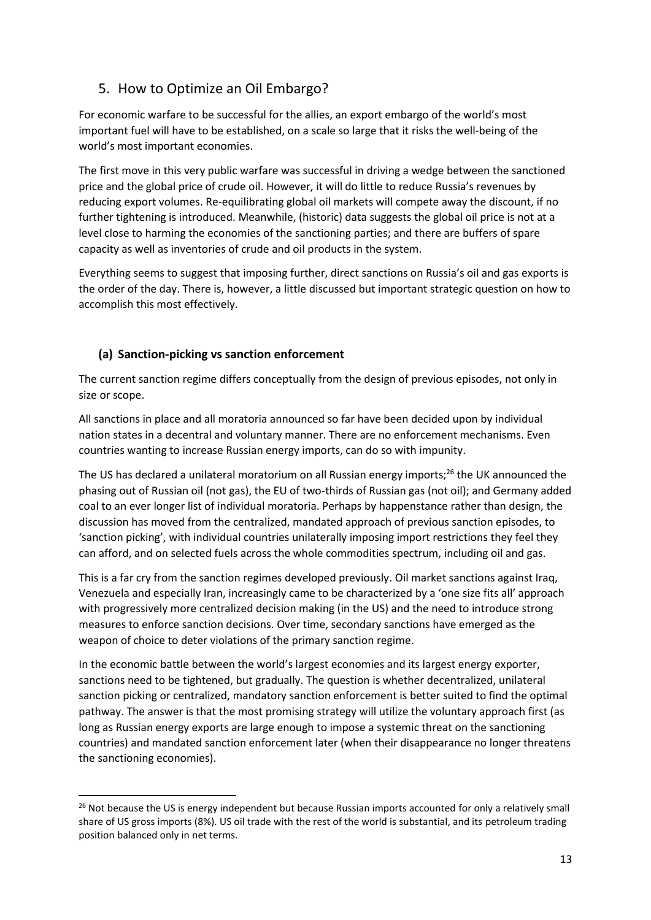## 5. How to Optimize an Oil Embargo?

For economic warfare to be successful for the allies, an export embargo of the world's most important fuel will have to be established, on a scale so large that it risks the well-being of the world's most important economies.

The first move in this very public warfare was successful in driving a wedge between the sanctioned price and the global price of crude oil. However, it will do little to reduce Russia's revenues by reducing export volumes. Re-equilibrating global oil markets will compete away the discount, if no further tightening is introduced. Meanwhile, (historic) data suggests the global oil price is not at a level close to harming the economies of the sanctioning parties; and there are buffers of spare capacity as well as inventories of crude and oil products in the system.

Everything seems to suggest that imposing further, direct sanctions on Russia's oil and gas exports is the order of the day. There is, however, a little discussed but important strategic question on how to accomplish this most effectively.

### (a) Sanction-picking vs sanction enforcement

The current sanction regime differs conceptually from the design of previous episodes, not only in size or scope.

All sanctions in place and all moratoria announced so far have been decided upon by individual nation states in a decentral and voluntary manner. There are no enforcement mechanisms. Even countries wanting to increase Russian energy imports, can do so with impunity.

The US has declared a unilateral moratorium on all Russian energy imports;[26] the UK announced the phasing out of Russian oil (not gas), the EU of two-thirds of Russian gas (not oil); and Germany added coal to an ever longer list of individual moratoria. Perhaps by happenstance rather than design, the discussion has moved from the centralized, mandated approach of previous sanction episodes, to 'sanction picking', with individual countries unilaterally imposing import restrictions they feel they can afford, and on selected fuels across the whole commodities spectrum, including oil and gas.

This is a far cry from the sanction regimes developed previously. Oil market sanctions against Iraq, Venezuela and especially Iran, increasingly came to be characterized by a 'one size fits all' approach with progressively more centralized decision making (in the US) and the need to introduce strong measures to enforce sanction decisions. Over time, secondary sanctions have emerged as the weapon of choice to deter violations of the primary sanction regime.

In the economic battle between the world's largest economies and its largest energy exporter, sanctions need to be tightened, but gradually. The question is whether decentralized, unilateral sanction picking or centralized, mandatory sanction enforcement is better suited to find the optimal pathway. The answer is that the most promising strategy will utilize the voluntary approach first (as long as Russian energy exports are large enough to impose a systemic threat on the sanctioning countries) and mandated sanction enforcement later (when their disappearance no longer threatens the sanctioning economies).

---

[26] Not because the US is energy independent but because Russian imports accounted for only a relatively small share of US gross imports (8%). US oil trade with the rest of the world is substantial, and its petroleum trading position balanced only in net terms.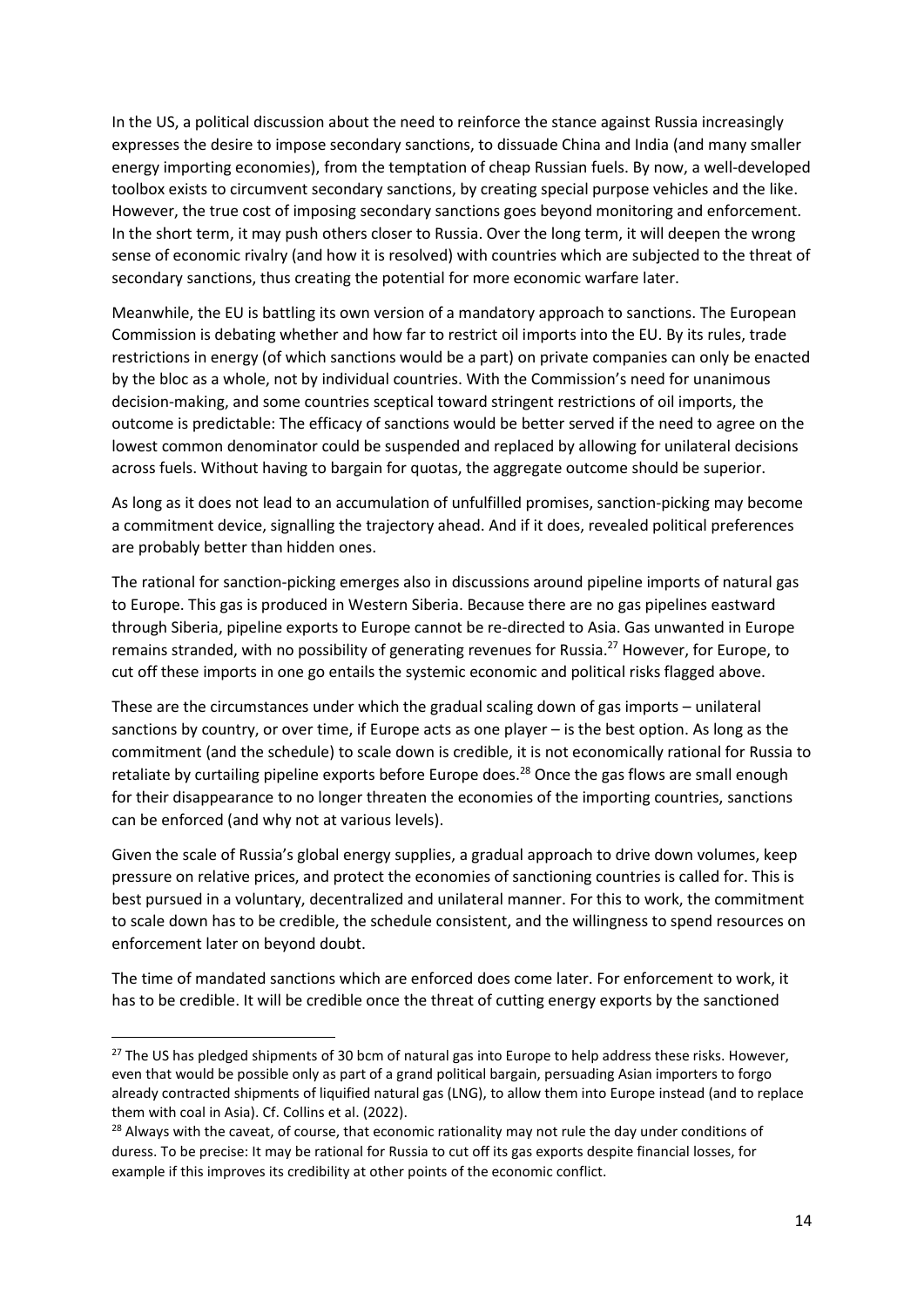In the US, a political discussion about the need to reinforce the stance against Russia increasingly expresses the desire to impose secondary sanctions, to dissuade China and India (and many smaller energy importing economies), from the temptation of cheap Russian fuels. By now, a well-developed toolbox exists to circumvent secondary sanctions, by creating special purpose vehicles and the like. However, the true cost of imposing secondary sanctions goes beyond monitoring and enforcement. In the short term, it may push others closer to Russia. Over the long term, it will deepen the wrong sense of economic rivalry (and how it is resolved) with countries which are subjected to the threat of secondary sanctions, thus creating the potential for more economic warfare later.

Meanwhile, the EU is battling its own version of a mandatory approach to sanctions. The European Commission is debating whether and how far to restrict oil imports into the EU. By its rules, trade restrictions in energy (of which sanctions would be a part) on private companies can only be enacted by the bloc as a whole, not by individual countries. With the Commission's need for unanimous decision-making, and some countries sceptical toward stringent restrictions of oil imports, the outcome is predictable: The efficacy of sanctions would be better served if the need to agree on the lowest common denominator could be suspended and replaced by allowing for unilateral decisions across fuels. Without having to bargain for quotas, the aggregate outcome should be superior.

As long as it does not lead to an accumulation of unfulfilled promises, sanction-picking may become a commitment device, signalling the trajectory ahead. And if it does, revealed political preferences are probably better than hidden ones.

The rational for sanction-picking emerges also in discussions around pipeline imports of natural gas to Europe. This gas is produced in Western Siberia. Because there are no gas pipelines eastward through Siberia, pipeline exports to Europe cannot be re-directed to Asia. Gas unwanted in Europe remains stranded, with no possibility of generating revenues for Russia.[27] However, for Europe, to cut off these imports in one go entails the systemic economic and political risks flagged above.

These are the circumstances under which the gradual scaling down of gas imports – unilateral sanctions by country, or over time, if Europe acts as one player – is the best option. As long as the commitment (and the schedule) to scale down is credible, it is not economically rational for Russia to retaliate by curtailing pipeline exports before Europe does.[28] Once the gas flows are small enough for their disappearance to no longer threaten the economies of the importing countries, sanctions can be enforced (and why not at various levels).

Given the scale of Russia's global energy supplies, a gradual approach to drive down volumes, keep pressure on relative prices, and protect the economies of sanctioning countries is called for. This is best pursued in a voluntary, decentralized and unilateral manner. For this to work, the commitment to scale down has to be credible, the schedule consistent, and the willingness to spend resources on enforcement later on beyond doubt.

The time of mandated sanctions which are enforced does come later. For enforcement to work, it has to be credible. It will be credible once the threat of cutting energy exports by the sanctioned

---

[27] The US has pledged shipments of 30 bcm of natural gas into Europe to help address these risks. However, even that would be possible only as part of a grand political bargain, persuading Asian importers to forgo already contracted shipments of liquified natural gas (LNG), to allow them into Europe instead (and to replace them with coal in Asia). Cf. Collins et al. (2022).

[28] Always with the caveat, of course, that economic rationality may not rule the day under conditions of duress. To be precise: It may be rational for Russia to cut off its gas exports despite financial losses, for example if this improves its credibility at other points of the economic conflict.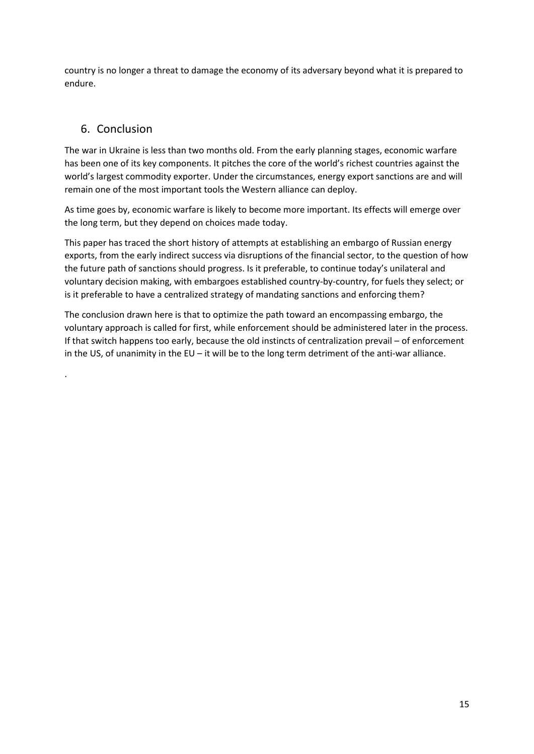country is no longer a threat to damage the economy of its adversary beyond what it is prepared to endure.

## 6. Conclusion

The war in Ukraine is less than two months old. From the early planning stages, economic warfare has been one of its key components. It pitches the core of the world's richest countries against the world's largest commodity exporter. Under the circumstances, energy export sanctions are and will remain one of the most important tools the Western alliance can deploy.

As time goes by, economic warfare is likely to become more important. Its effects will emerge over the long term, but they depend on choices made today.

This paper has traced the short history of attempts at establishing an embargo of Russian energy exports, from the early indirect success via disruptions of the financial sector, to the question of how the future path of sanctions should progress. Is it preferable, to continue today's unilateral and voluntary decision making, with embargoes established country-by-country, for fuels they select; or is it preferable to have a centralized strategy of mandating sanctions and enforcing them?

The conclusion drawn here is that to optimize the path toward an encompassing embargo, the voluntary approach is called for first, while enforcement should be administered later in the process. If that switch happens too early, because the old instincts of centralization prevail – of enforcement in the US, of unanimity in the EU – it will be to the long term detriment of the anti-war alliance.

.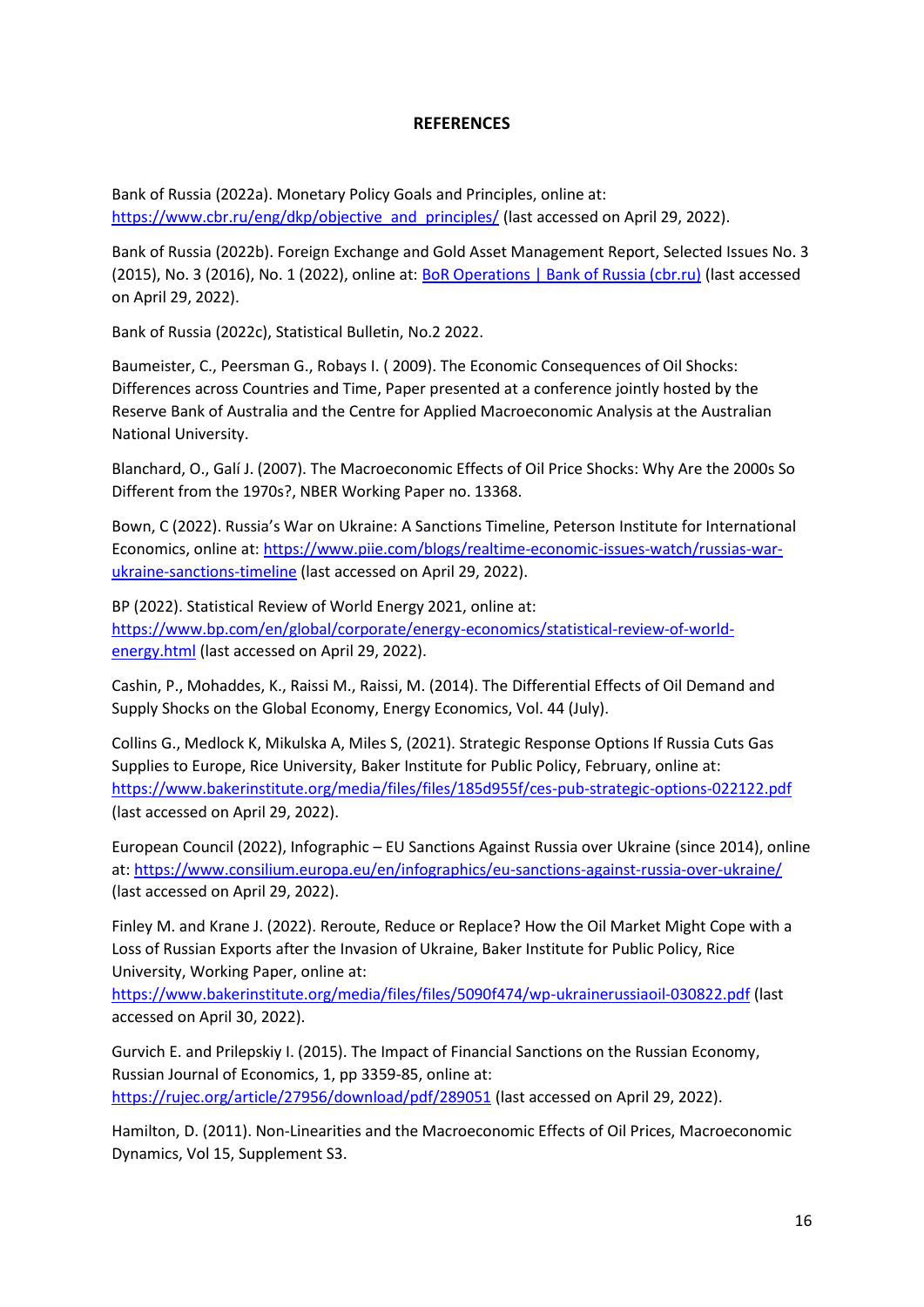**REFERENCES**

Bank of Russia (2022a). Monetary Policy Goals and Principles, online at: https://www.cbr.ru/eng/dkp/objective_and_principles/ (last accessed on April 29, 2022).

Bank of Russia (2022b). Foreign Exchange and Gold Asset Management Report, Selected Issues No. 3 (2015), No. 3 (2016), No. 1 (2022), online at: BoR Operations | Bank of Russia (cbr.ru) (last accessed on April 29, 2022).

Bank of Russia (2022c), Statistical Bulletin, No.2 2022.

Baumeister, C., Peersman G., Robays I. ( 2009). The Economic Consequences of Oil Shocks: Differences across Countries and Time, Paper presented at a conference jointly hosted by the Reserve Bank of Australia and the Centre for Applied Macroeconomic Analysis at the Australian National University.

Blanchard, O., Galí J. (2007). The Macroeconomic Effects of Oil Price Shocks: Why Are the 2000s So Different from the 1970s?, NBER Working Paper no. 13368.

Bown, C (2022). Russia's War on Ukraine: A Sanctions Timeline, Peterson Institute for International Economics, online at: https://www.piie.com/blogs/realtime-economic-issues-watch/russias-war-ukraine-sanctions-timeline (last accessed on April 29, 2022).

BP (2022). Statistical Review of World Energy 2021, online at: https://www.bp.com/en/global/corporate/energy-economics/statistical-review-of-world-energy.html (last accessed on April 29, 2022).

Cashin, P., Mohaddes, K., Raissi M., Raissi, M. (2014). The Differential Effects of Oil Demand and Supply Shocks on the Global Economy, Energy Economics, Vol. 44 (July).

Collins G., Medlock K, Mikulska A, Miles S, (2021). Strategic Response Options If Russia Cuts Gas Supplies to Europe, Rice University, Baker Institute for Public Policy, February, online at: https://www.bakerinstitute.org/media/files/files/185d955f/ces-pub-strategic-options-022122.pdf (last accessed on April 29, 2022).

European Council (2022), Infographic – EU Sanctions Against Russia over Ukraine (since 2014), online at: https://www.consilium.europa.eu/en/infographics/eu-sanctions-against-russia-over-ukraine/ (last accessed on April 29, 2022).

Finley M. and Krane J. (2022). Reroute, Reduce or Replace? How the Oil Market Might Cope with a Loss of Russian Exports after the Invasion of Ukraine, Baker Institute for Public Policy, Rice University, Working Paper, online at: https://www.bakerinstitute.org/media/files/files/5090f474/wp-ukrainerussiaoil-030822.pdf (last accessed on April 30, 2022).

Gurvich E. and Prilepskiy I. (2015). The Impact of Financial Sanctions on the Russian Economy, Russian Journal of Economics, 1, pp 3359-85, online at: https://rujec.org/article/27956/download/pdf/289051 (last accessed on April 29, 2022).

Hamilton, D. (2011). Non-Linearities and the Macroeconomic Effects of Oil Prices, Macroeconomic Dynamics, Vol 15, Supplement S3.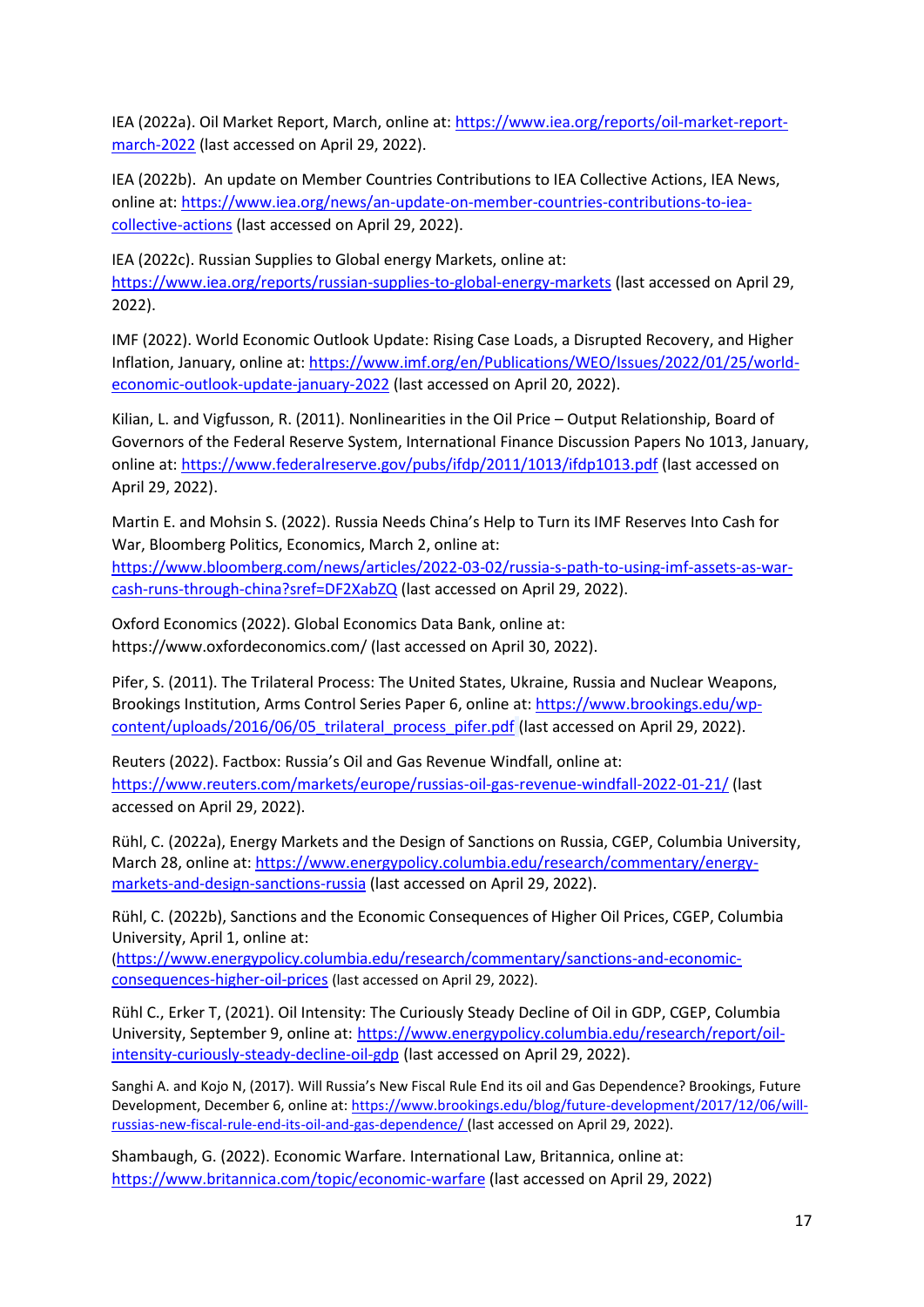IEA (2022a). Oil Market Report, March, online at: https://www.iea.org/reports/oil-market-report-march-2022 (last accessed on April 29, 2022).

IEA (2022b). An update on Member Countries Contributions to IEA Collective Actions, IEA News, online at: https://www.iea.org/news/an-update-on-member-countries-contributions-to-iea-collective-actions (last accessed on April 29, 2022).

IEA (2022c). Russian Supplies to Global energy Markets, online at: https://www.iea.org/reports/russian-supplies-to-global-energy-markets (last accessed on April 29, 2022).

IMF (2022). World Economic Outlook Update: Rising Case Loads, a Disrupted Recovery, and Higher Inflation, January, online at: https://www.imf.org/en/Publications/WEO/Issues/2022/01/25/world-economic-outlook-update-january-2022 (last accessed on April 20, 2022).

Kilian, L. and Vigfusson, R. (2011). Nonlinearities in the Oil Price – Output Relationship, Board of Governors of the Federal Reserve System, International Finance Discussion Papers No 1013, January, online at: https://www.federalreserve.gov/pubs/ifdp/2011/1013/ifdp1013.pdf (last accessed on April 29, 2022).

Martin E. and Mohsin S. (2022). Russia Needs China's Help to Turn its IMF Reserves Into Cash for War, Bloomberg Politics, Economics, March 2, online at: https://www.bloomberg.com/news/articles/2022-03-02/russia-s-path-to-using-imf-assets-as-war-cash-runs-through-china?sref=DF2XabZQ (last accessed on April 29, 2022).

Oxford Economics (2022). Global Economics Data Bank, online at: https://www.oxfordeconomics.com/ (last accessed on April 30, 2022).

Pifer, S. (2011). The Trilateral Process: The United States, Ukraine, Russia and Nuclear Weapons, Brookings Institution, Arms Control Series Paper 6, online at: https://www.brookings.edu/wp-content/uploads/2016/06/05_trilateral_process_pifer.pdf (last accessed on April 29, 2022).

Reuters (2022). Factbox: Russia's Oil and Gas Revenue Windfall, online at: https://www.reuters.com/markets/europe/russias-oil-gas-revenue-windfall-2022-01-21/ (last accessed on April 29, 2022).

Rühl, C. (2022a), Energy Markets and the Design of Sanctions on Russia, CGEP, Columbia University, March 28, online at: https://www.energypolicy.columbia.edu/research/commentary/energy-markets-and-design-sanctions-russia (last accessed on April 29, 2022).

Rühl, C. (2022b), Sanctions and the Economic Consequences of Higher Oil Prices, CGEP, Columbia University, April 1, online at: (https://www.energypolicy.columbia.edu/research/commentary/sanctions-and-economic-consequences-higher-oil-prices (last accessed on April 29, 2022).

Rühl C., Erker T, (2021). Oil Intensity: The Curiously Steady Decline of Oil in GDP, CGEP, Columbia University, September 9, online at: https://www.energypolicy.columbia.edu/research/report/oil-intensity-curiously-steady-decline-oil-gdp (last accessed on April 29, 2022).

Sanghi A. and Kojo N, (2017). Will Russia's New Fiscal Rule End its oil and Gas Dependence? Brookings, Future Development, December 6, online at: https://www.brookings.edu/blog/future-development/2017/12/06/will-russias-new-fiscal-rule-end-its-oil-and-gas-dependence/ (last accessed on April 29, 2022).

Shambaugh, G. (2022). Economic Warfare. International Law, Britannica, online at: https://www.britannica.com/topic/economic-warfare (last accessed on April 29, 2022)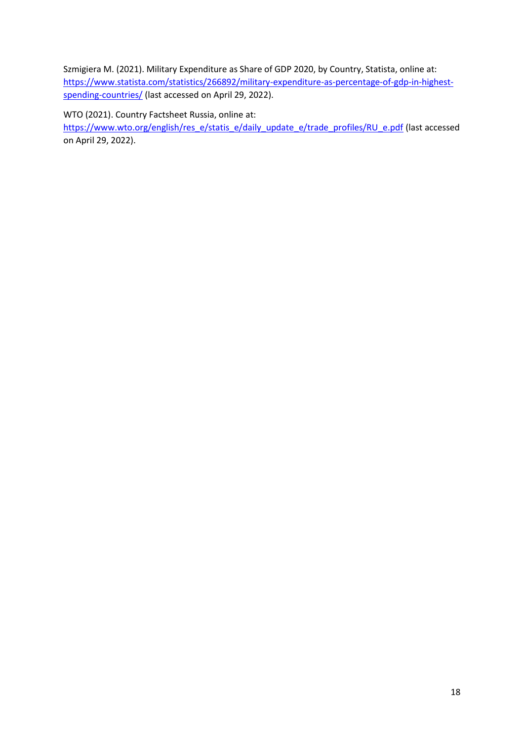Szmigiera M. (2021). Military Expenditure as Share of GDP 2020, by Country, Statista, online at: https://www.statista.com/statistics/266892/military-expenditure-as-percentage-of-gdp-in-highest-spending-countries/ (last accessed on April 29, 2022).

WTO (2021). Country Factsheet Russia, online at: https://www.wto.org/english/res_e/statis_e/daily_update_e/trade_profiles/RU_e.pdf (last accessed on April 29, 2022).